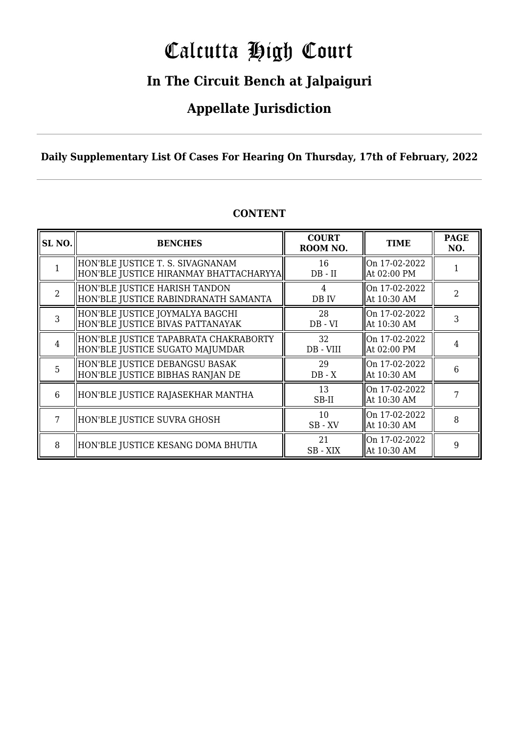# Calcutta High Court

## In The Circuit Bench at Jalpaiguri

## Appellate Jurisdiction

**Daily Supplementary List Of Cases For Hearing On Thursday, 17th of February, 2022**

**CONTENT**

| SL NO. | BENCHES | COURT ROOM NO. | TIME | PAGE NO. |
|---|---|---|---|---|
| 1 | HON'BLE JUSTICE T. S. SIVAGNANAM<br>HON'BLE JUSTICE HIRANMAY BHATTACHARYYA | 16<br>DB - II | On 17-02-2022<br>At 02:00 PM | 1 |
| 2 | HON'BLE JUSTICE HARISH TANDON<br>HON'BLE JUSTICE RABINDRANATH SAMANTA | 4<br>DB IV | On 17-02-2022<br>At 10:30 AM | 2 |
| 3 | HON'BLE JUSTICE JOYMALYA BAGCHI<br>HON'BLE JUSTICE BIVAS PATTANAYAK | 28<br>DB - VI | On 17-02-2022<br>At 10:30 AM | 3 |
| 4 | HON'BLE JUSTICE TAPABRATA CHAKRABORTY<br>HON'BLE JUSTICE SUGATO MAJUMDAR | 32<br>DB - VIII | On 17-02-2022<br>At 02:00 PM | 4 |
| 5 | HON'BLE JUSTICE DEBANGSU BASAK<br>HON'BLE JUSTICE BIBHAS RANJAN DE | 29<br>DB - X | On 17-02-2022<br>At 10:30 AM | 6 |
| 6 | HON'BLE JUSTICE RAJASEKHAR MANTHA | 13<br>SB-II | On 17-02-2022<br>At 10:30 AM | 7 |
| 7 | HON'BLE JUSTICE SUVRA GHOSH | 10<br>SB - XV | On 17-02-2022<br>At 10:30 AM | 8 |
| 8 | HON'BLE JUSTICE KESANG DOMA BHUTIA | 21<br>SB - XIX | On 17-02-2022<br>At 10:30 AM | 9 |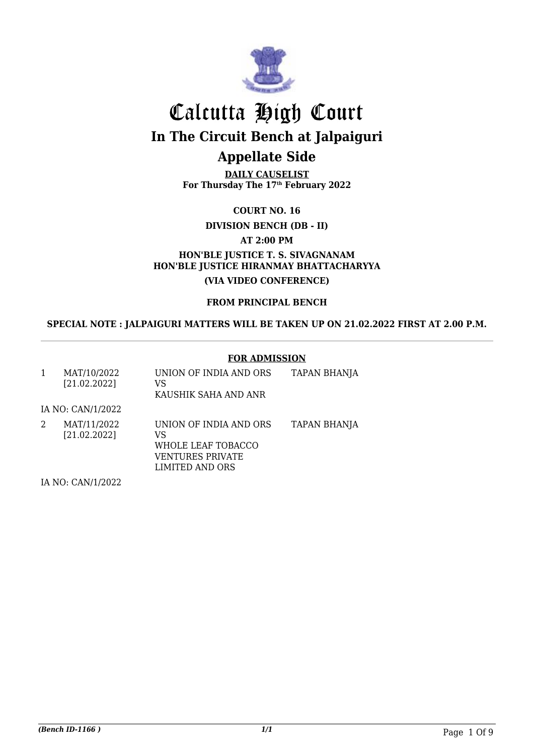# Calcutta High Court

## In The Circuit Bench at Jalpaiguri

## Appellate Side

**DAILY CAUSELIST**
**For Thursday The 17th February 2022**

**COURT NO. 16**

**DIVISION BENCH (DB - II)**

**AT 2:00 PM**

**HON'BLE JUSTICE T. S. SIVAGNANAM**
**HON'BLE JUSTICE HIRANMAY BHATTACHARYYA**

**(VIA VIDEO CONFERENCE)**

**FROM PRINCIPAL BENCH**

**SPECIAL NOTE : JALPAIGURI MATTERS WILL BE TAKEN UP ON 21.02.2022 FIRST AT 2.00 P.M.**

---

**FOR ADMISSION**

| | | | |
|---|---|---|---|
| 1 | MAT/10/2022 [21.02.2022] | UNION OF INDIA AND ORS VS KAUSHIK SAHA AND ANR | TAPAN BHANJA |
| IA NO: CAN/1/2022 | | | |
| 2 | MAT/11/2022 [21.02.2022] | UNION OF INDIA AND ORS VS WHOLE LEAF TOBACCO VENTURES PRIVATE LIMITED AND ORS | TAPAN BHANJA |
| IA NO: CAN/1/2022 | | | |

*(Bench ID-1166 )* *1/1*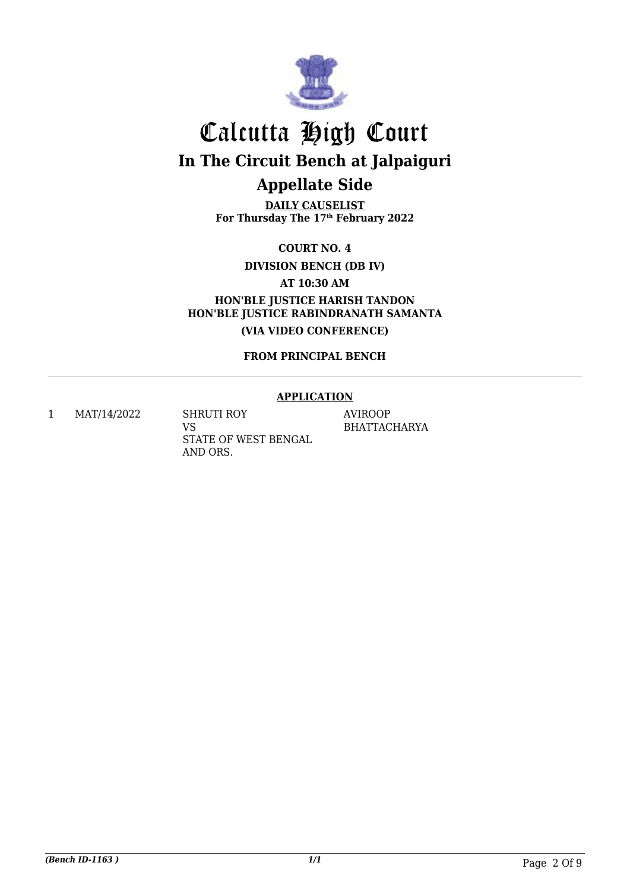# Calcutta High Court

## In The Circuit Bench at Jalpaiguri

## Appellate Side

**DAILY CAUSELIST**
**For Thursday The 17th February 2022**

**COURT NO. 4**

**DIVISION BENCH (DB IV)**

**AT 10:30 AM**

**HON'BLE JUSTICE HARISH TANDON**
**HON'BLE JUSTICE RABINDRANATH SAMANTA**

**(VIA VIDEO CONFERENCE)**

**FROM PRINCIPAL BENCH**

---

**APPLICATION**

| | | | |
|---|---|---|---|
| 1 | MAT/14/2022 | SHRUTI ROY<br>VS<br>STATE OF WEST BENGAL AND ORS. | AVIROOP BHATTACHARYA |

*(Bench ID-1163 )* *1/1*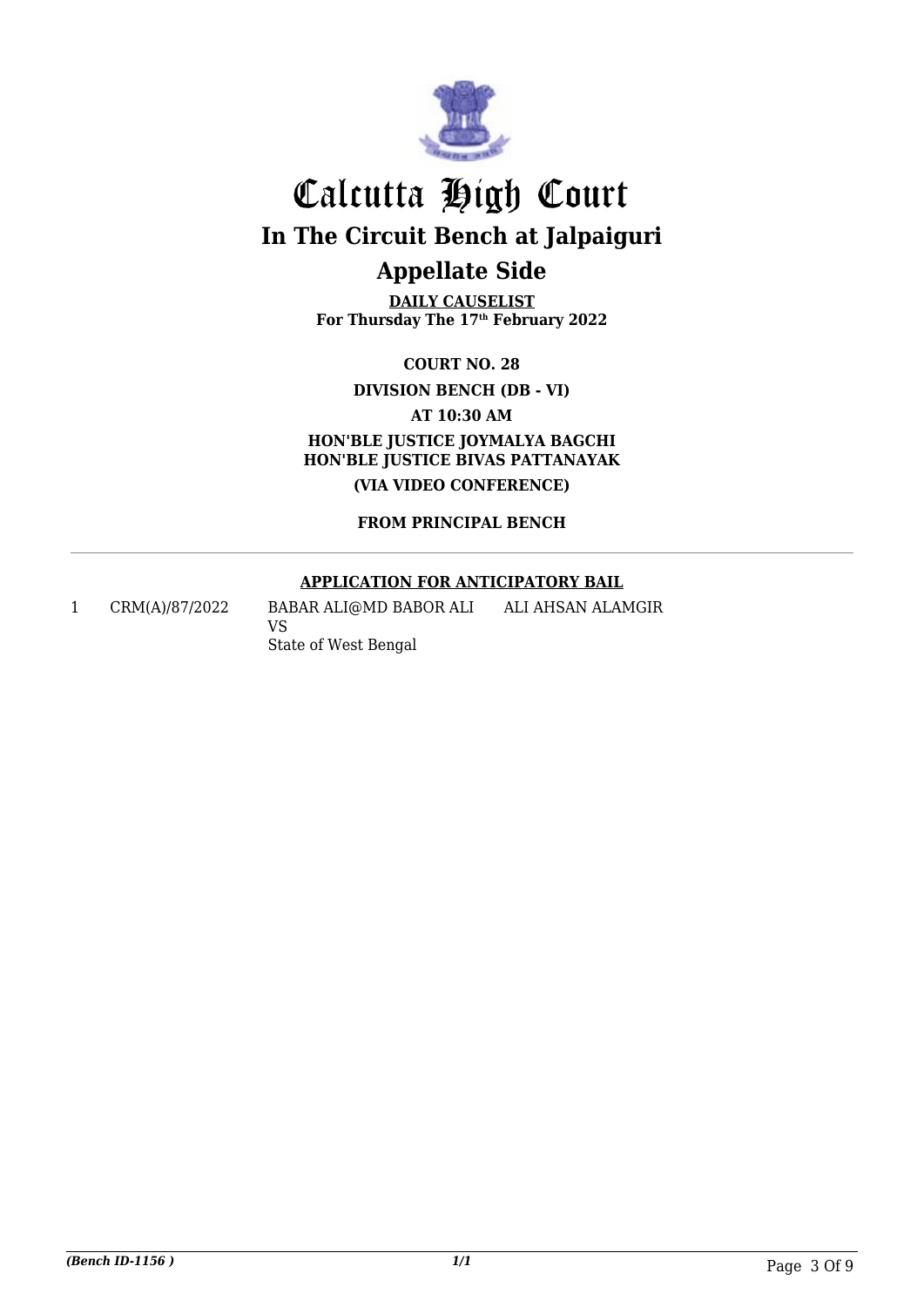# Calcutta High Court

## In The Circuit Bench at Jalpaiguri

## Appellate Side

**DAILY CAUSELIST**
**For Thursday The 17th February 2022**

**COURT NO. 28**

**DIVISION BENCH (DB - VI)**

**AT 10:30 AM**

**HON'BLE JUSTICE JOYMALYA BAGCHI**
**HON'BLE JUSTICE BIVAS PATTANAYAK**

**(VIA VIDEO CONFERENCE)**

**FROM PRINCIPAL BENCH**

---

**APPLICATION FOR ANTICIPATORY BAIL**

| | | | |
|---|---|---|---|
| 1 | CRM(A)/87/2022 | BABAR ALI@MD BABOR ALI<br>VS<br>State of West Bengal | ALI AHSAN ALAMGIR |

*(Bench ID-1156 )* *1/1*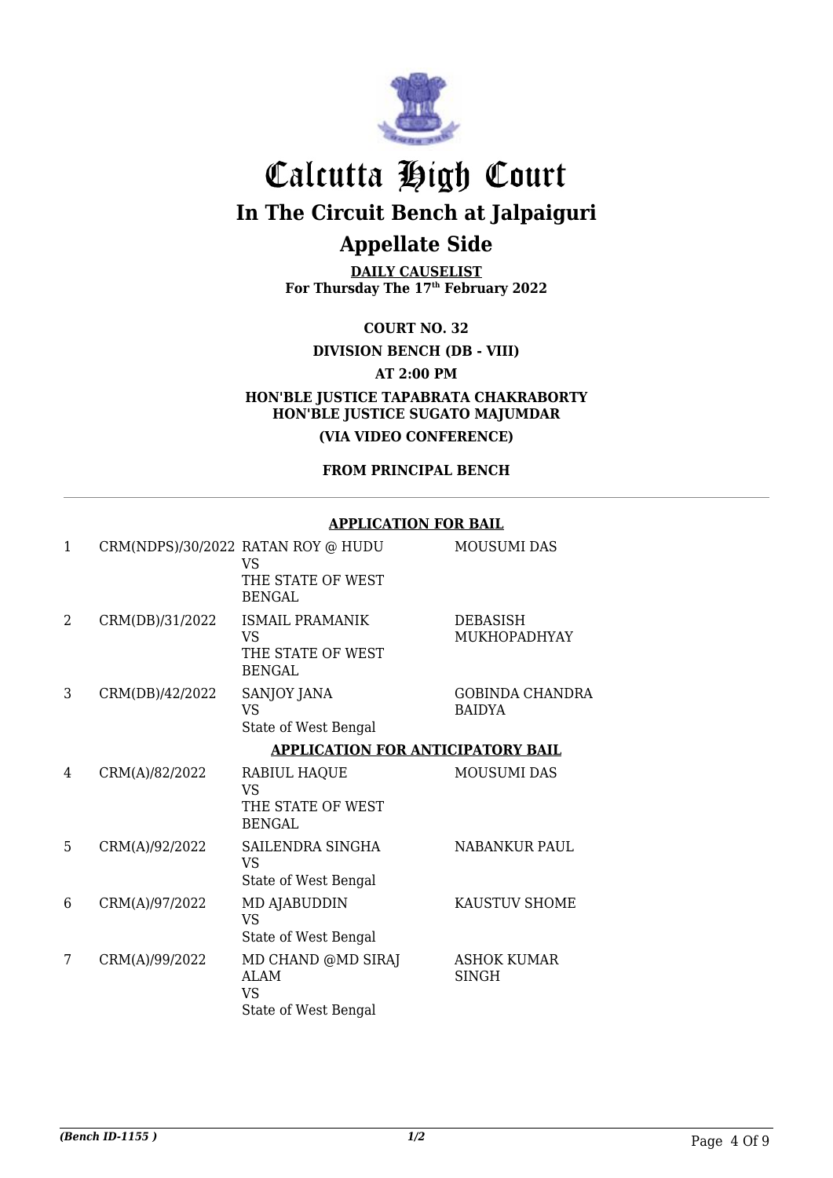# Calcutta High Court

## In The Circuit Bench at Jalpaiguri

## Appellate Side

**DAILY CAUSELIST**
**For Thursday The 17th February 2022**

**COURT NO. 32**

**DIVISION BENCH (DB - VIII)**

**AT 2:00 PM**

**HON'BLE JUSTICE TAPABRATA CHAKRABORTY**
**HON'BLE JUSTICE SUGATO MAJUMDAR**

**(VIA VIDEO CONFERENCE)**

**FROM PRINCIPAL BENCH**

**APPLICATION FOR BAIL**

| | | | |
|---|---|---|---|
| 1 | CRM(NDPS)/30/2022 | RATAN ROY @ HUDU<br>VS<br>THE STATE OF WEST BENGAL | MOUSUMI DAS |
| 2 | CRM(DB)/31/2022 | ISMAIL PRAMANIK<br>VS<br>THE STATE OF WEST BENGAL | DEBASISH MUKHOPADHYAY |
| 3 | CRM(DB)/42/2022 | SANJOY JANA<br>VS<br>State of West Bengal | GOBINDA CHANDRA BAIDYA |

**APPLICATION FOR ANTICIPATORY BAIL**

| | | | |
|---|---|---|---|
| 4 | CRM(A)/82/2022 | RABIUL HAQUE<br>VS<br>THE STATE OF WEST BENGAL | MOUSUMI DAS |
| 5 | CRM(A)/92/2022 | SAILENDRA SINGHA<br>VS<br>State of West Bengal | NABANKUR PAUL |
| 6 | CRM(A)/97/2022 | MD AJABUDDIN<br>VS<br>State of West Bengal | KAUSTUV SHOME |
| 7 | CRM(A)/99/2022 | MD CHAND @MD SIRAJ ALAM<br>VS<br>State of West Bengal | ASHOK KUMAR SINGH |

*(Bench ID-1155 )* 1/2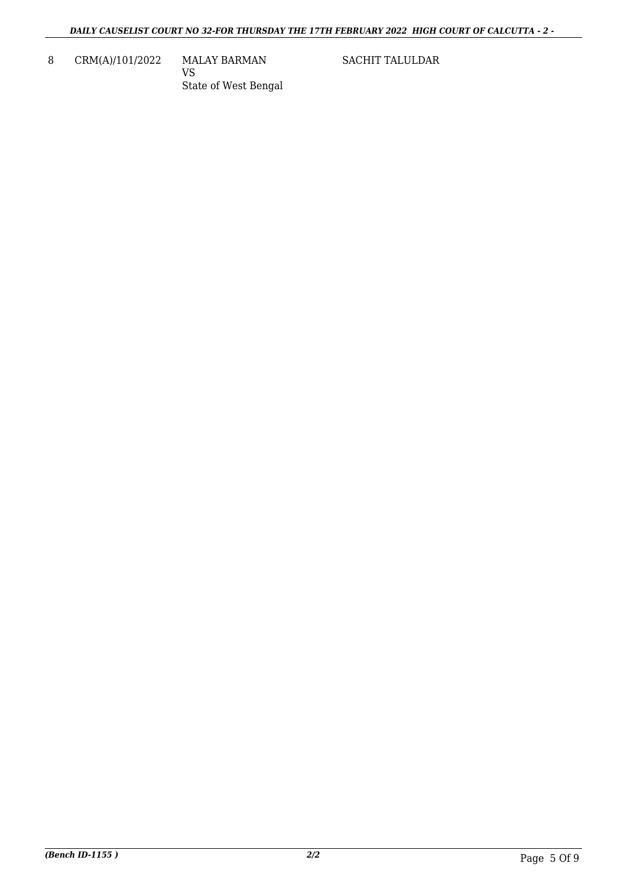| 8 | CRM(A)/101/2022 | MALAY BARMAN<br>VS<br>State of West Bengal | SACHIT TALULDAR |
|---|---|---|---|

*(Bench ID-1155 )* ***2/2***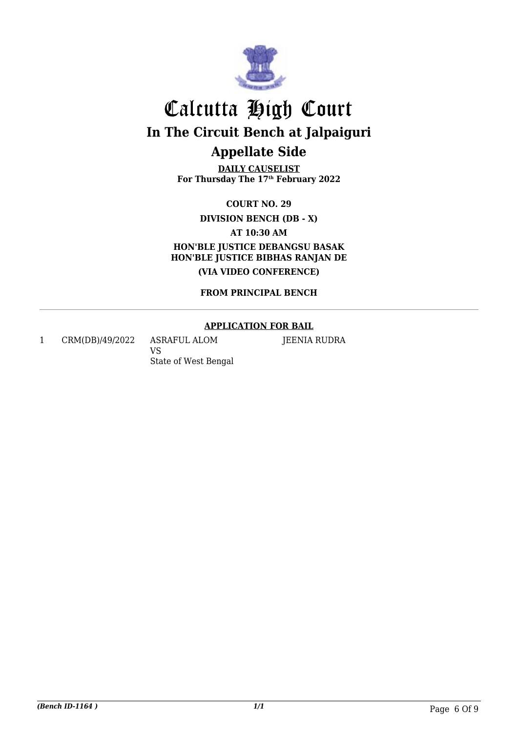# Calcutta High Court

## In The Circuit Bench at Jalpaiguri

## Appellate Side

**DAILY CAUSELIST**
**For Thursday The 17th February 2022**

**COURT NO. 29**

**DIVISION BENCH (DB - X)**

**AT 10:30 AM**

**HON'BLE JUSTICE DEBANGSU BASAK**
**HON'BLE JUSTICE BIBHAS RANJAN DE**

**(VIA VIDEO CONFERENCE)**

**FROM PRINCIPAL BENCH**

---

**APPLICATION FOR BAIL**

| | | | |
|---|---|---|---|
| 1 | CRM(DB)/49/2022 | ASRAFUL ALOM<br>VS<br>State of West Bengal | JEENIA RUDRA |

*(Bench ID-1164 )*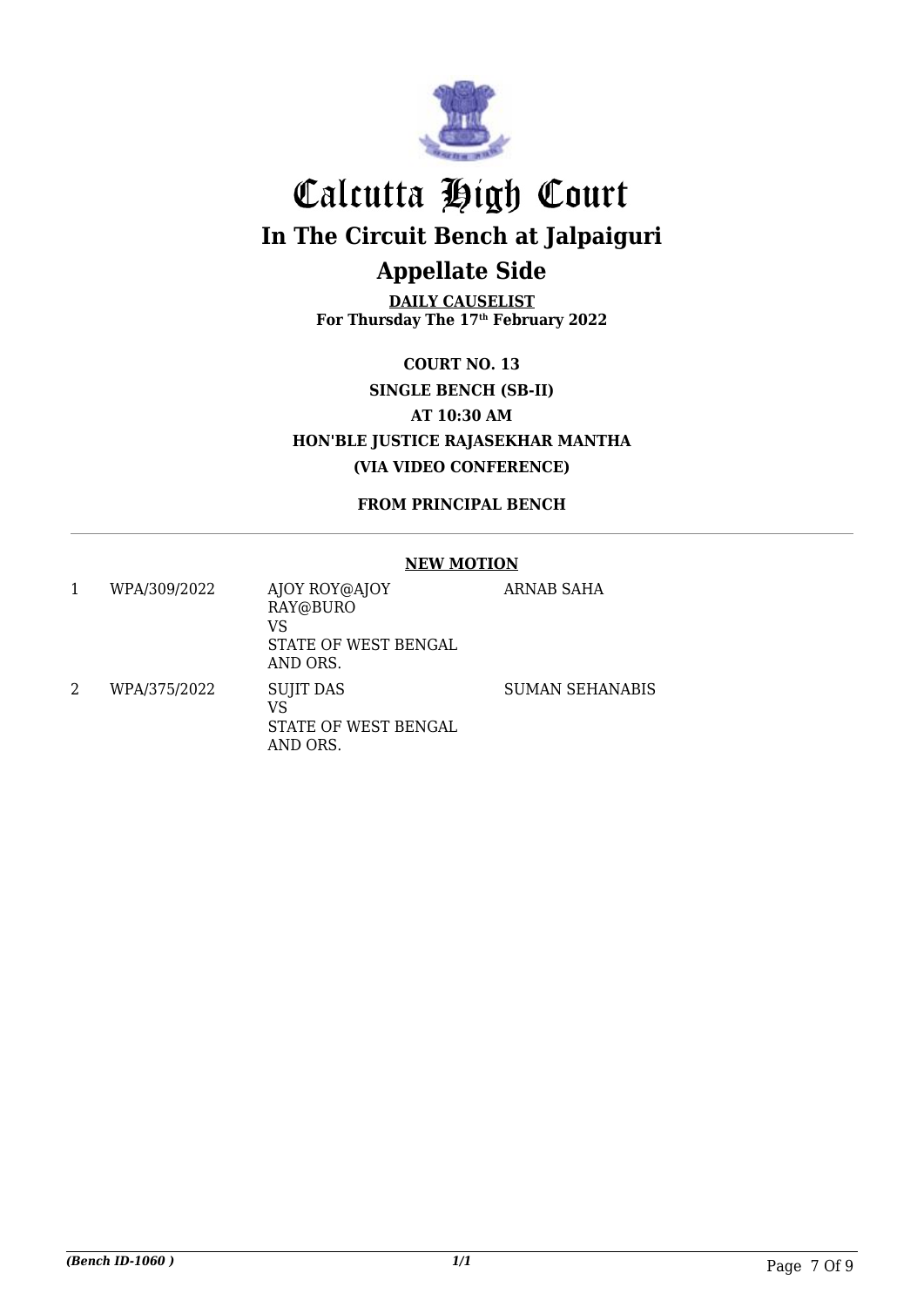# Calcutta High Court

## In The Circuit Bench at Jalpaiguri

## Appellate Side

**DAILY CAUSELIST**
**For Thursday The 17th February 2022**

**COURT NO. 13**

**SINGLE BENCH (SB-II)**

**AT 10:30 AM**

**HON'BLE JUSTICE RAJASEKHAR MANTHA**

**(VIA VIDEO CONFERENCE)**

**FROM PRINCIPAL BENCH**

---

**NEW MOTION**

| | | | |
|---|---|---|---|
| 1 | WPA/309/2022 | AJOY ROY@AJOY RAY@BURO<br>VS<br>STATE OF WEST BENGAL AND ORS. | ARNAB SAHA |
| 2 | WPA/375/2022 | SUJIT DAS<br>VS<br>STATE OF WEST BENGAL AND ORS. | SUMAN SEHANABIS |

*(Bench ID-1060 )* *1/1*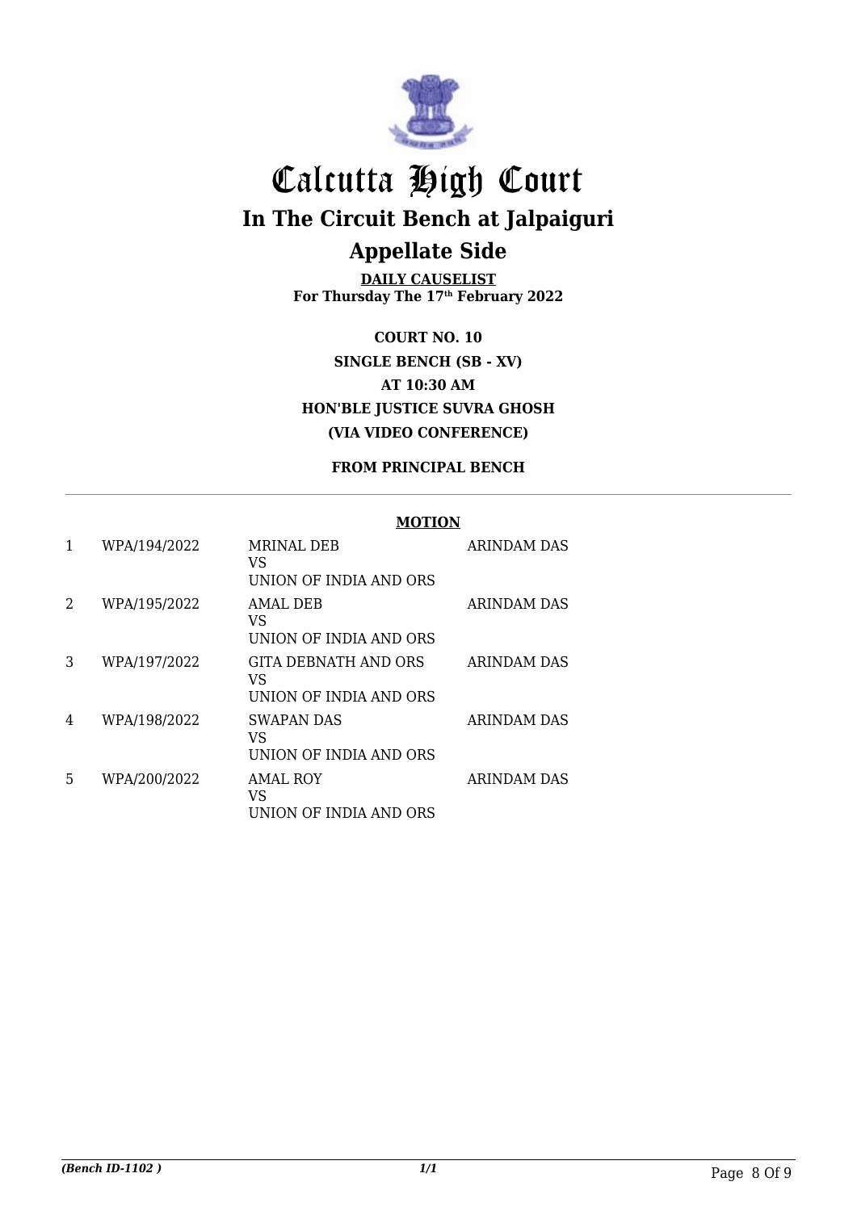# Calcutta High Court

## In The Circuit Bench at Jalpaiguri

## Appellate Side

**DAILY CAUSELIST**
**For Thursday The 17th February 2022**

**COURT NO. 10**
**SINGLE BENCH (SB - XV)**
**AT 10:30 AM**
**HON'BLE JUSTICE SUVRA GHOSH**
**(VIA VIDEO CONFERENCE)**

**FROM PRINCIPAL BENCH**

**MOTION**

| | | | |
|---|---|---|---|
| 1 | WPA/194/2022 | MRINAL DEB<br>VS<br>UNION OF INDIA AND ORS | ARINDAM DAS |
| 2 | WPA/195/2022 | AMAL DEB<br>VS<br>UNION OF INDIA AND ORS | ARINDAM DAS |
| 3 | WPA/197/2022 | GITA DEBNATH AND ORS<br>VS<br>UNION OF INDIA AND ORS | ARINDAM DAS |
| 4 | WPA/198/2022 | SWAPAN DAS<br>VS<br>UNION OF INDIA AND ORS | ARINDAM DAS |
| 5 | WPA/200/2022 | AMAL ROY<br>VS<br>UNION OF INDIA AND ORS | ARINDAM DAS |

*(Bench ID-1102 )*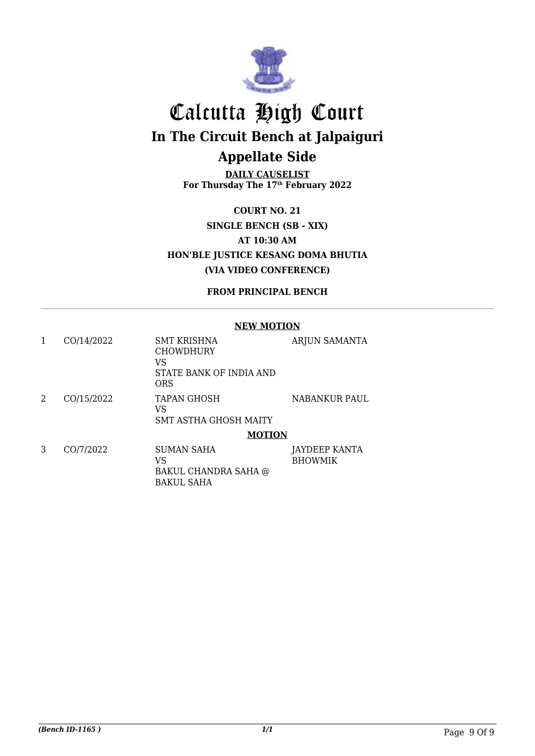# Calcutta High Court

## In The Circuit Bench at Jalpaiguri

## Appellate Side

**DAILY CAUSELIST**
**For Thursday The 17th February 2022**

**COURT NO. 21**
**SINGLE BENCH (SB - XIX)**
**AT 10:30 AM**
**HON'BLE JUSTICE KESANG DOMA BHUTIA**
**(VIA VIDEO CONFERENCE)**

**FROM PRINCIPAL BENCH**

**NEW MOTION**

| | | | |
|---|---|---|---|
| 1 | CO/14/2022 | SMT KRISHNA CHOWDHURY VS STATE BANK OF INDIA AND ORS | ARJUN SAMANTA |
| 2 | CO/15/2022 | TAPAN GHOSH VS SMT ASTHA GHOSH MAITY | NABANKUR PAUL |

**MOTION**

| | | | |
|---|---|---|---|
| 3 | CO/7/2022 | SUMAN SAHA VS BAKUL CHANDRA SAHA @ BAKUL SAHA | JAYDEEP KANTA BHOWMIK |

*(Bench ID-1165 )* *1/1*